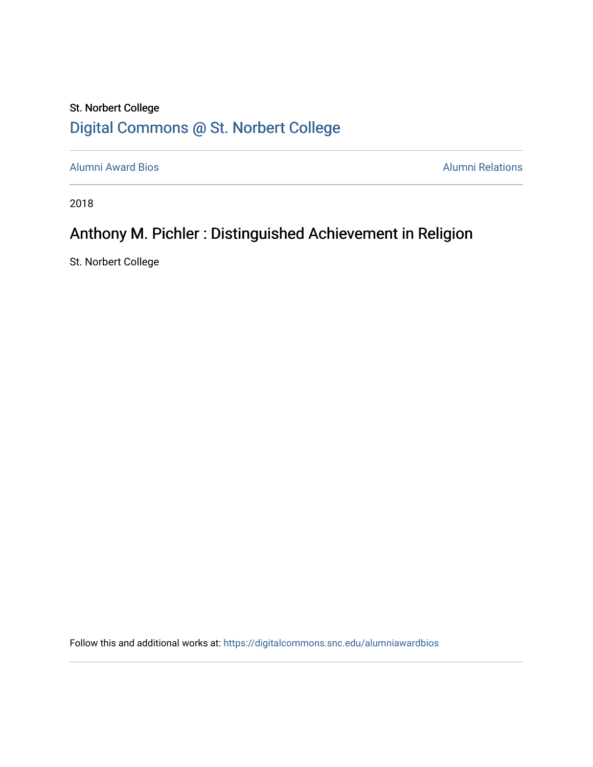St. Norbert College

Digital Commons @ St. Norbert College

Alumni Award Bios | Alumni Relations

2018

# Anthony M. Pichler : Distinguished Achievement in Religion

St. Norbert College

Follow this and additional works at: https://digitalcommons.snc.edu/alumniawardbios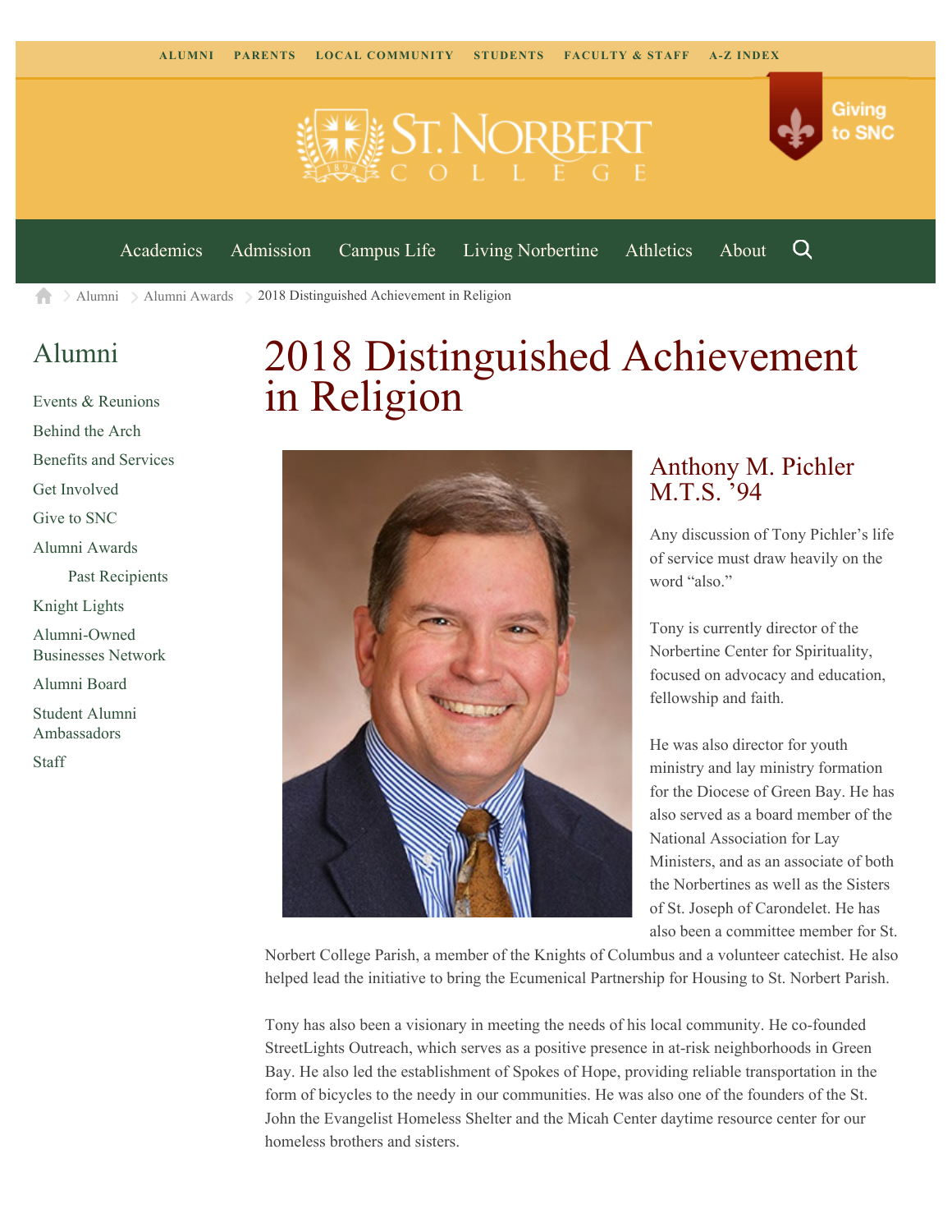ALUMNI PARENTS LOCAL COMMUNITY STUDENTS FACULTY & STAFF A-Z INDEX

Giving to SNC

Academics Admission Campus Life Living Norbertine Athletics About

Alumni > Alumni Awards > 2018 Distinguished Achievement in Religion

## Alumni

- Events & Reunions
- Behind the Arch
- Benefits and Services
- Get Involved
- Give to SNC
- Alumni Awards
  - Past Recipients
- Knight Lights
- Alumni-Owned Businesses Network
- Alumni Board
- Student Alumni Ambassadors
- Staff

# 2018 Distinguished Achievement in Religion

## Anthony M. Pichler M.T.S. ’94

Any discussion of Tony Pichler’s life of service must draw heavily on the word “also.”

Tony is currently director of the Norbertine Center for Spirituality, focused on advocacy and education, fellowship and faith.

He was also director for youth ministry and lay ministry formation for the Diocese of Green Bay. He has also served as a board member of the National Association for Lay Ministers, and as an associate of both the Norbertines as well as the Sisters of St. Joseph of Carondelet. He has also been a committee member for St. Norbert College Parish, a member of the Knights of Columbus and a volunteer catechist. He also helped lead the initiative to bring the Ecumenical Partnership for Housing to St. Norbert Parish.

Tony has also been a visionary in meeting the needs of his local community. He co-founded StreetLights Outreach, which serves as a positive presence in at-risk neighborhoods in Green Bay. He also led the establishment of Spokes of Hope, providing reliable transportation in the form of bicycles to the needy in our communities. He was also one of the founders of the St. John the Evangelist Homeless Shelter and the Micah Center daytime resource center for our homeless brothers and sisters.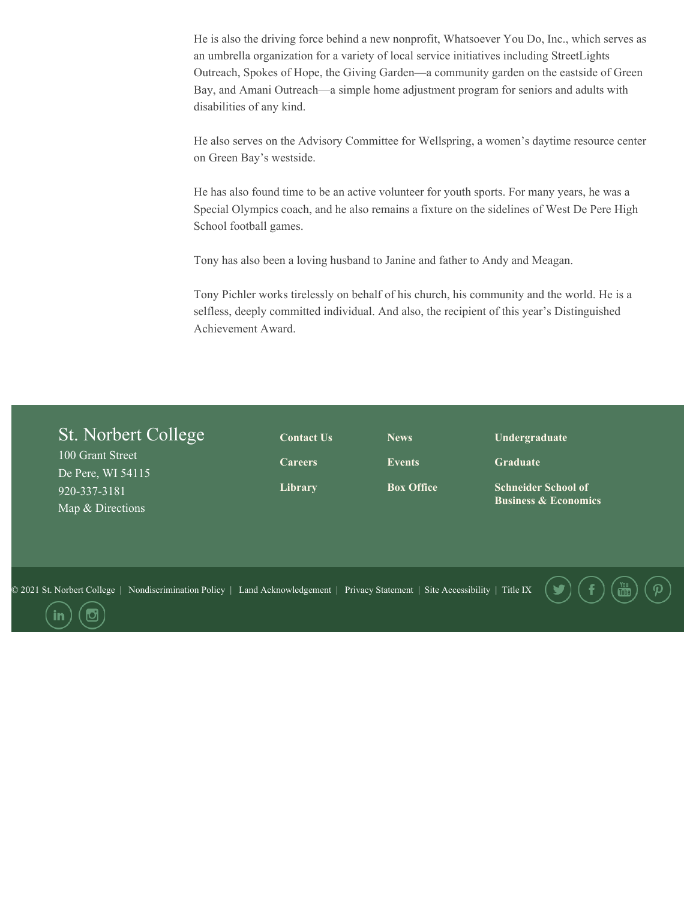He is also the driving force behind a new nonprofit, Whatsoever You Do, Inc., which serves as an umbrella organization for a variety of local service initiatives including StreetLights Outreach, Spokes of Hope, the Giving Garden—a community garden on the eastside of Green Bay, and Amani Outreach—a simple home adjustment program for seniors and adults with disabilities of any kind.

He also serves on the Advisory Committee for Wellspring, a women's daytime resource center on Green Bay's westside.

He has also found time to be an active volunteer for youth sports. For many years, he was a Special Olympics coach, and he also remains a fixture on the sidelines of West De Pere High School football games.

Tony has also been a loving husband to Janine and father to Andy and Meagan.

Tony Pichler works tirelessly on behalf of his church, his community and the world. He is a selfless, deeply committed individual. And also, the recipient of this year's Distinguished Achievement Award.